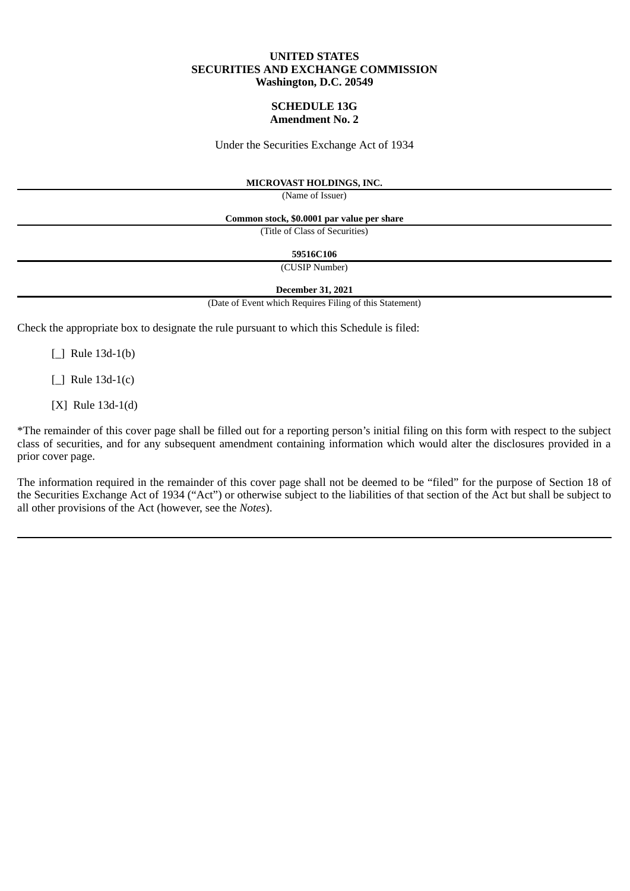**UNITED STATES**
**SECURITIES AND EXCHANGE COMMISSION**
**Washington, D.C. 20549**

**SCHEDULE 13G**
**Amendment No. 2**

Under the Securities Exchange Act of 1934

**MICROVAST HOLDINGS, INC.**
(Name of Issuer)

**Common stock, $0.0001 par value per share**
(Title of Class of Securities)

**59516C106**
(CUSIP Number)

**December 31, 2021**
(Date of Event which Requires Filing of this Statement)

Check the appropriate box to designate the rule pursuant to which this Schedule is filed:

[_] Rule 13d-1(b)

[_] Rule 13d-1(c)

[X] Rule 13d-1(d)

*The remainder of this cover page shall be filled out for a reporting person's initial filing on this form with respect to the subject class of securities, and for any subsequent amendment containing information which would alter the disclosures provided in a prior cover page.

The information required in the remainder of this cover page shall not be deemed to be "filed" for the purpose of Section 18 of the Securities Exchange Act of 1934 ("Act") or otherwise subject to the liabilities of that section of the Act but shall be subject to all other provisions of the Act (however, see the *Notes*).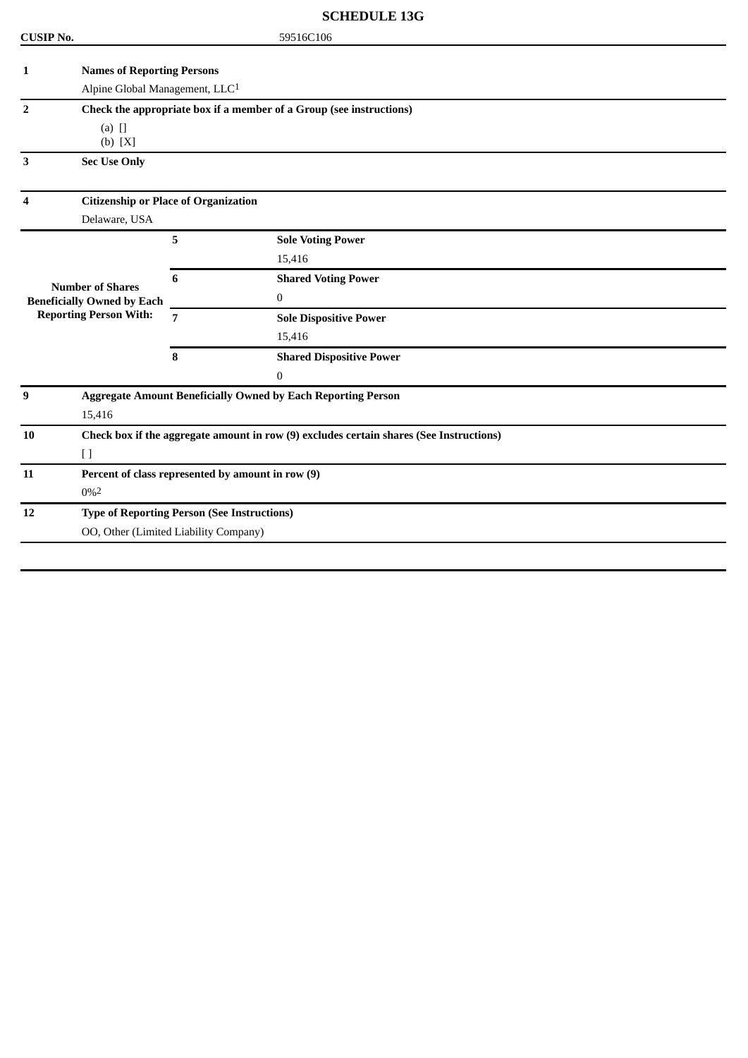**SCHEDULE 13G**

| **CUSIP No.** | 59516C106 |
|---|---|

| | | | |
|---|---|---|---|
| **1** | **Names of Reporting Persons** | | |
| | Alpine Global Management, LLC[1] | | |
| **2** | **Check the appropriate box if a member of a Group (see instructions)** | | |
| | (a) []<br>(b) [X] | | |
| **3** | **Sec Use Only** | | |
| **4** | **Citizenship or Place of Organization** | | |
| | Delaware, USA | | |
| **Number of Shares Beneficially Owned by Each Reporting Person With:** | | **5** | **Sole Voting Power**<br>15,416 |
| | | **6** | **Shared Voting Power**<br>0 |
| | | **7** | **Sole Dispositive Power**<br>15,416 |
| | | **8** | **Shared Dispositive Power**<br>0 |
| **9** | **Aggregate Amount Beneficially Owned by Each Reporting Person** | | |
| | 15,416 | | |
| **10** | **Check box if the aggregate amount in row (9) excludes certain shares (See Instructions)** | | |
| | [ ] | | |
| **11** | **Percent of class represented by amount in row (9)** | | |
| | 0%[2] | | |
| **12** | **Type of Reporting Person (See Instructions)** | | |
| | OO, Other (Limited Liability Company) | | |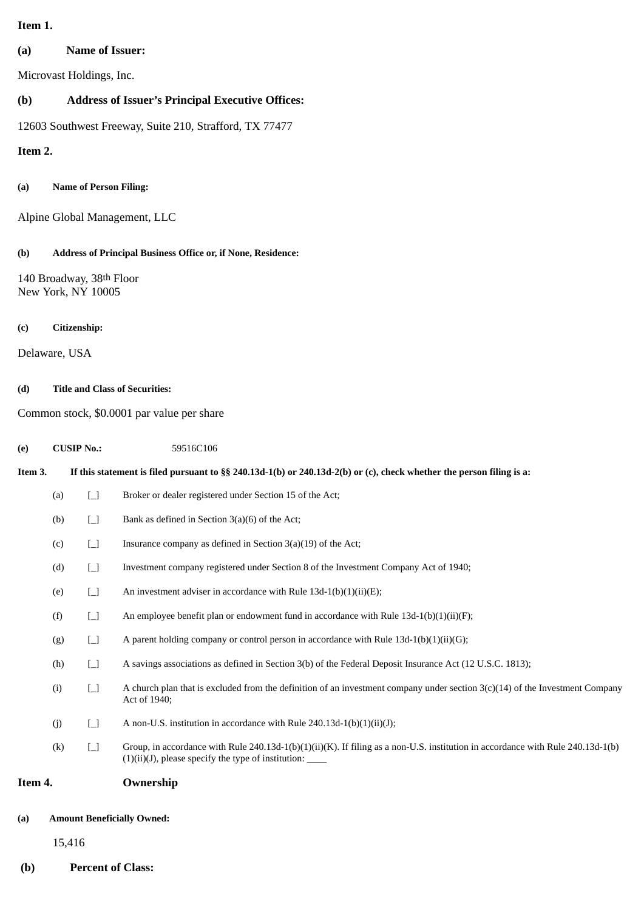**Item 1.**

**(a) Name of Issuer:**

Microvast Holdings, Inc.

**(b) Address of Issuer's Principal Executive Offices:**

12603 Southwest Freeway, Suite 210, Strafford, TX 77477

**Item 2.**

**(a) Name of Person Filing:**

Alpine Global Management, LLC

**(b) Address of Principal Business Office or, if None, Residence:**

140 Broadway, 38th Floor
New York, NY 10005

**(c) Citizenship:**

Delaware, USA

**(d) Title and Class of Securities:**

Common stock, $0.0001 par value per share

**(e) CUSIP No.:** 59516C106

**Item 3. If this statement is filed pursuant to §§ 240.13d-1(b) or 240.13d-2(b) or (c), check whether the person filing is a:**

(a) [_] Broker or dealer registered under Section 15 of the Act;

(b) [_] Bank as defined in Section 3(a)(6) of the Act;

(c) [_] Insurance company as defined in Section 3(a)(19) of the Act;

(d) [_] Investment company registered under Section 8 of the Investment Company Act of 1940;

(e) [_] An investment adviser in accordance with Rule 13d-1(b)(1)(ii)(E);

(f) [_] An employee benefit plan or endowment fund in accordance with Rule 13d-1(b)(1)(ii)(F);

(g) [_] A parent holding company or control person in accordance with Rule 13d-1(b)(1)(ii)(G);

(h) [_] A savings associations as defined in Section 3(b) of the Federal Deposit Insurance Act (12 U.S.C. 1813);

(i) [_] A church plan that is excluded from the definition of an investment company under section 3(c)(14) of the Investment Company Act of 1940;

(j) [_] A non-U.S. institution in accordance with Rule 240.13d-1(b)(1)(ii)(J);

(k) [_] Group, in accordance with Rule 240.13d-1(b)(1)(ii)(K). If filing as a non-U.S. institution in accordance with Rule 240.13d-1(b)(1)(ii)(J), please specify the type of institution: ____

**Item 4. Ownership**

**(a) Amount Beneficially Owned:**

15,416

**(b) Percent of Class:**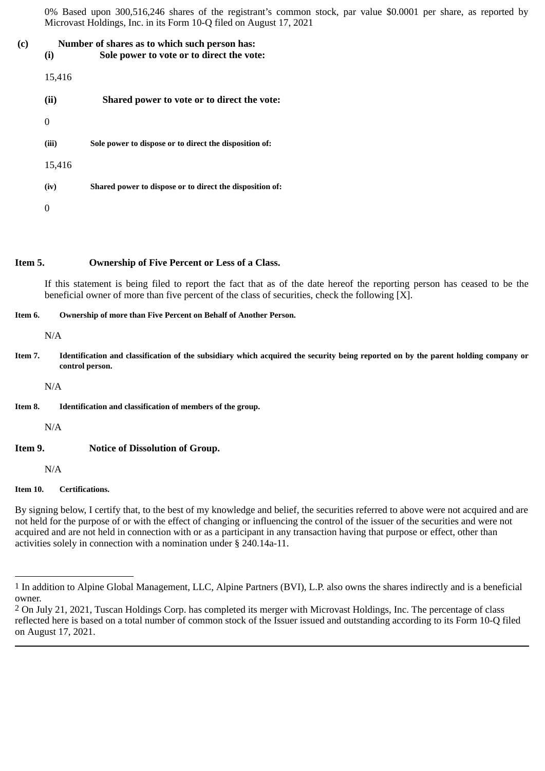0% Based upon 300,516,246 shares of the registrant’s common stock, par value $0.0001 per share, as reported by Microvast Holdings, Inc. in its Form 10-Q filed on August 17, 2021

**(c) Number of shares as to which such person has:**

**(i) Sole power to vote or to direct the vote:**

15,416

**(ii) Shared power to vote or to direct the vote:**

0

**(iii) Sole power to dispose or to direct the disposition of:**

15,416

**(iv) Shared power to dispose or to direct the disposition of:**

0

**Item 5. Ownership of Five Percent or Less of a Class.**

If this statement is being filed to report the fact that as of the date hereof the reporting person has ceased to be the beneficial owner of more than five percent of the class of securities, check the following [X].

**Item 6. Ownership of more than Five Percent on Behalf of Another Person.**

N/A

**Item 7. Identification and classification of the subsidiary which acquired the security being reported on by the parent holding company or control person.**

N/A

**Item 8. Identification and classification of members of the group.**

N/A

**Item 9. Notice of Dissolution of Group.**

N/A

**Item 10. Certifications.**

By signing below, I certify that, to the best of my knowledge and belief, the securities referred to above were not acquired and are not held for the purpose of or with the effect of changing or influencing the control of the issuer of the securities and were not acquired and are not held in connection with or as a participant in any transaction having that purpose or effect, other than activities solely in connection with a nomination under § 240.14a-11.

---

[1] In addition to Alpine Global Management, LLC, Alpine Partners (BVI), L.P. also owns the shares indirectly and is a beneficial owner.

[2] On July 21, 2021, Tuscan Holdings Corp. has completed its merger with Microvast Holdings, Inc. The percentage of class reflected here is based on a total number of common stock of the Issuer issued and outstanding according to its Form 10-Q filed on August 17, 2021.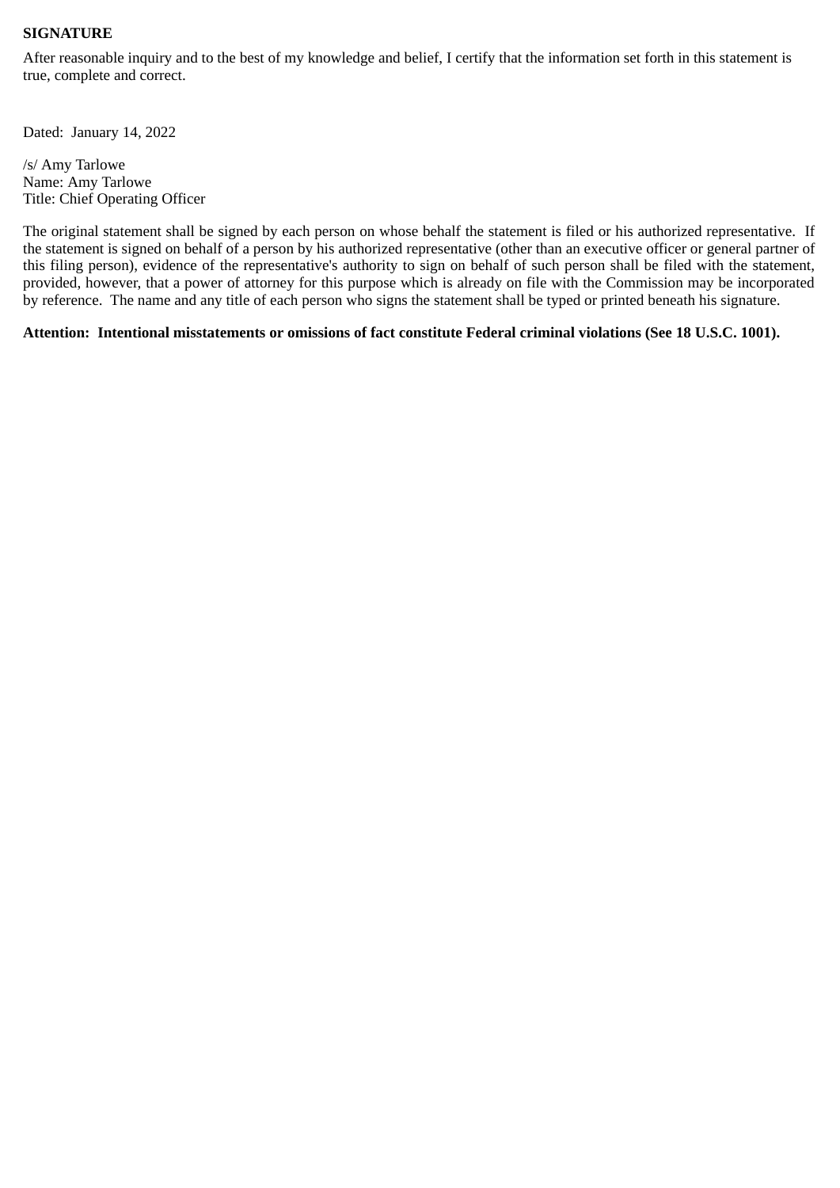**SIGNATURE**

After reasonable inquiry and to the best of my knowledge and belief, I certify that the information set forth in this statement is true, complete and correct.

Dated: January 14, 2022

/s/ Amy Tarlowe
Name: Amy Tarlowe
Title: Chief Operating Officer

The original statement shall be signed by each person on whose behalf the statement is filed or his authorized representative. If the statement is signed on behalf of a person by his authorized representative (other than an executive officer or general partner of this filing person), evidence of the representative's authority to sign on behalf of such person shall be filed with the statement, provided, however, that a power of attorney for this purpose which is already on file with the Commission may be incorporated by reference. The name and any title of each person who signs the statement shall be typed or printed beneath his signature.

**Attention: Intentional misstatements or omissions of fact constitute Federal criminal violations (See 18 U.S.C. 1001).**